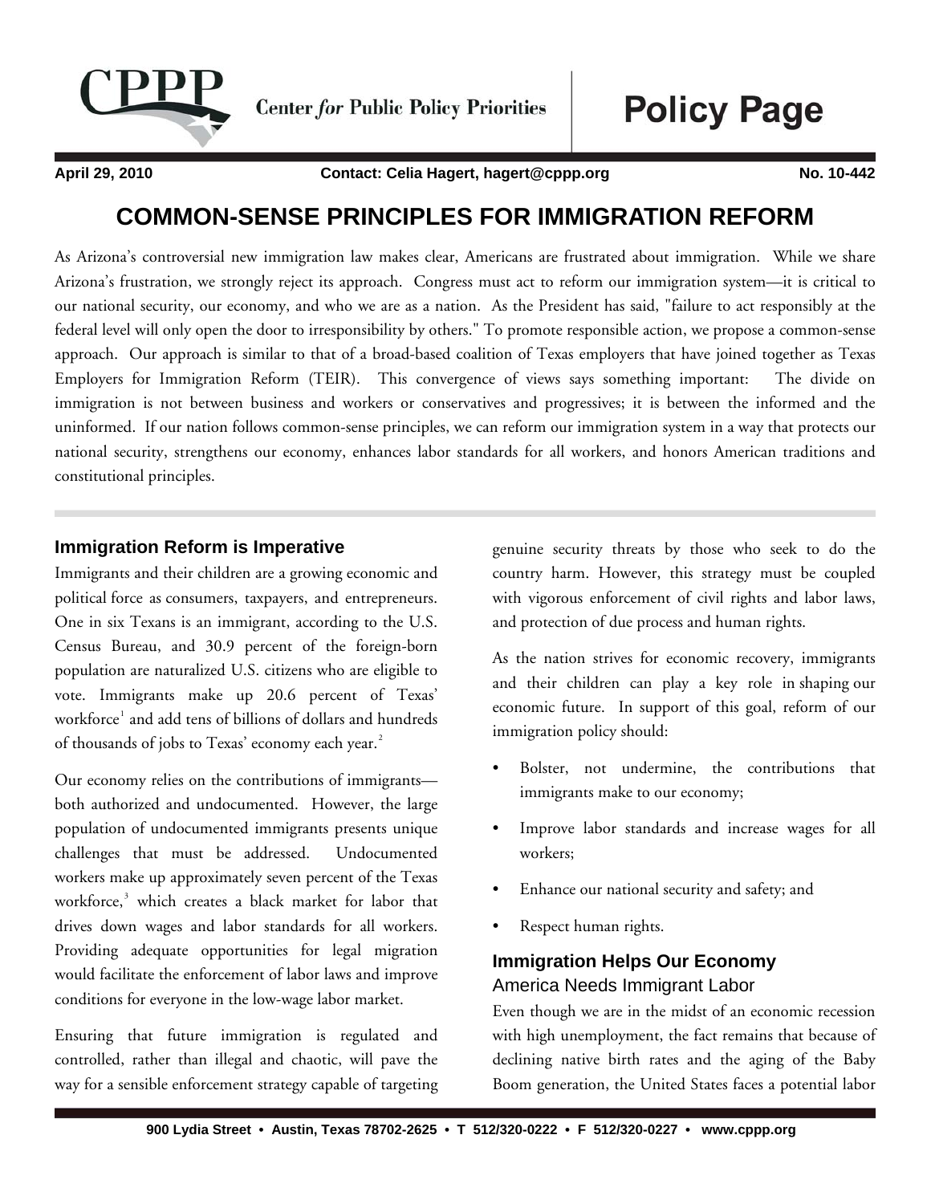Center *for* Public Policy Priorities

**Policy Page**

**April 29, 2010** **Contact: Celia Hagert, hagert@cppp.org** **No. 10-442**

# COMMON-SENSE PRINCIPLES FOR IMMIGRATION REFORM

As Arizona's controversial new immigration law makes clear, Americans are frustrated about immigration. While we share Arizona's frustration, we strongly reject its approach. Congress must act to reform our immigration system—it is critical to our national security, our economy, and who we are as a nation. As the President has said, "failure to act responsibly at the federal level will only open the door to irresponsibility by others." To promote responsible action, we propose a common-sense approach. Our approach is similar to that of a broad-based coalition of Texas employers that have joined together as Texas Employers for Immigration Reform (TEIR). This convergence of views says something important: The divide on immigration is not between business and workers or conservatives and progressives; it is between the informed and the uninformed. If our nation follows common-sense principles, we can reform our immigration system in a way that protects our national security, strengthens our economy, enhances labor standards for all workers, and honors American traditions and constitutional principles.

## Immigration Reform is Imperative

Immigrants and their children are a growing economic and political force as consumers, taxpayers, and entrepreneurs. One in six Texans is an immigrant, according to the U.S. Census Bureau, and 30.9 percent of the foreign-born population are naturalized U.S. citizens who are eligible to vote. Immigrants make up 20.6 percent of Texas' workforce[1] and add tens of billions of dollars and hundreds of thousands of jobs to Texas' economy each year.[2]

Our economy relies on the contributions of immigrants—both authorized and undocumented. However, the large population of undocumented immigrants presents unique challenges that must be addressed. Undocumented workers make up approximately seven percent of the Texas workforce,[3] which creates a black market for labor that drives down wages and labor standards for all workers. Providing adequate opportunities for legal migration would facilitate the enforcement of labor laws and improve conditions for everyone in the low-wage labor market.

Ensuring that future immigration is regulated and controlled, rather than illegal and chaotic, will pave the way for a sensible enforcement strategy capable of targeting genuine security threats by those who seek to do the country harm. However, this strategy must be coupled with vigorous enforcement of civil rights and labor laws, and protection of due process and human rights.

As the nation strives for economic recovery, immigrants and their children can play a key role in shaping our economic future. In support of this goal, reform of our immigration policy should:

- Bolster, not undermine, the contributions that immigrants make to our economy;
- Improve labor standards and increase wages for all workers;
- Enhance our national security and safety; and
- Respect human rights.

## Immigration Helps Our Economy

### America Needs Immigrant Labor

Even though we are in the midst of an economic recession with high unemployment, the fact remains that because of declining native birth rates and the aging of the Baby Boom generation, the United States faces a potential labor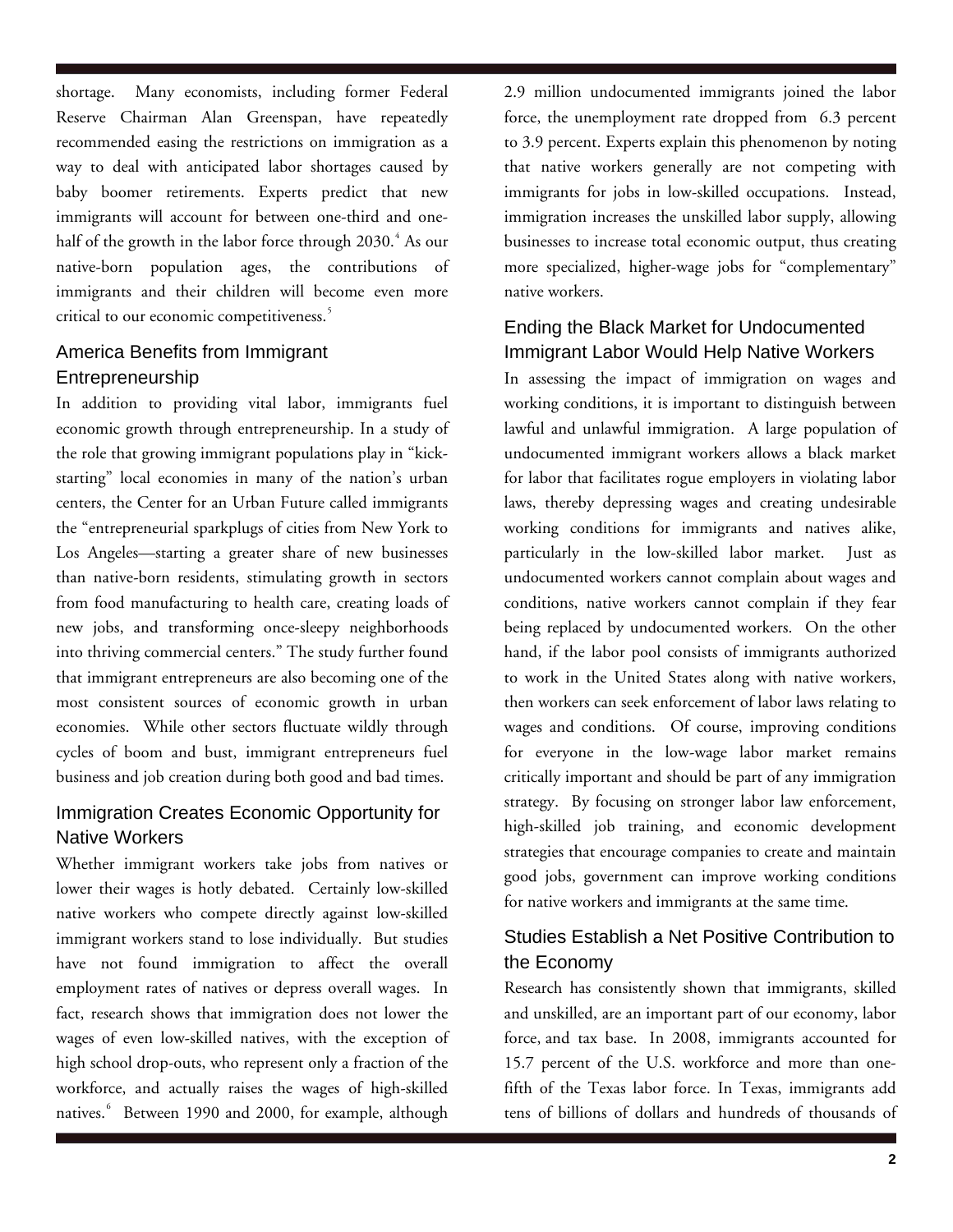shortage. Many economists, including former Federal Reserve Chairman Alan Greenspan, have repeatedly recommended easing the restrictions on immigration as a way to deal with anticipated labor shortages caused by baby boomer retirements. Experts predict that new immigrants will account for between one-third and one-half of the growth in the labor force through 2030.[4] As our native-born population ages, the contributions of immigrants and their children will become even more critical to our economic competitiveness.[5]

## America Benefits from Immigrant Entrepreneurship

In addition to providing vital labor, immigrants fuel economic growth through entrepreneurship. In a study of the role that growing immigrant populations play in "kick-starting" local economies in many of the nation's urban centers, the Center for an Urban Future called immigrants the "entrepreneurial sparkplugs of cities from New York to Los Angeles—starting a greater share of new businesses than native-born residents, stimulating growth in sectors from food manufacturing to health care, creating loads of new jobs, and transforming once-sleepy neighborhoods into thriving commercial centers." The study further found that immigrant entrepreneurs are also becoming one of the most consistent sources of economic growth in urban economies. While other sectors fluctuate wildly through cycles of boom and bust, immigrant entrepreneurs fuel business and job creation during both good and bad times.

## Immigration Creates Economic Opportunity for Native Workers

Whether immigrant workers take jobs from natives or lower their wages is hotly debated. Certainly low-skilled native workers who compete directly against low-skilled immigrant workers stand to lose individually. But studies have not found immigration to affect the overall employment rates of natives or depress overall wages. In fact, research shows that immigration does not lower the wages of even low-skilled natives, with the exception of high school drop-outs, who represent only a fraction of the workforce, and actually raises the wages of high-skilled natives.[6] Between 1990 and 2000, for example, although 2.9 million undocumented immigrants joined the labor force, the unemployment rate dropped from 6.3 percent to 3.9 percent. Experts explain this phenomenon by noting that native workers generally are not competing with immigrants for jobs in low-skilled occupations. Instead, immigration increases the unskilled labor supply, allowing businesses to increase total economic output, thus creating more specialized, higher-wage jobs for "complementary" native workers.

## Ending the Black Market for Undocumented Immigrant Labor Would Help Native Workers

In assessing the impact of immigration on wages and working conditions, it is important to distinguish between lawful and unlawful immigration. A large population of undocumented immigrant workers allows a black market for labor that facilitates rogue employers in violating labor laws, thereby depressing wages and creating undesirable working conditions for immigrants and natives alike, particularly in the low-skilled labor market. Just as undocumented workers cannot complain about wages and conditions, native workers cannot complain if they fear being replaced by undocumented workers. On the other hand, if the labor pool consists of immigrants authorized to work in the United States along with native workers, then workers can seek enforcement of labor laws relating to wages and conditions. Of course, improving conditions for everyone in the low-wage labor market remains critically important and should be part of any immigration strategy. By focusing on stronger labor law enforcement, high-skilled job training, and economic development strategies that encourage companies to create and maintain good jobs, government can improve working conditions for native workers and immigrants at the same time.

## Studies Establish a Net Positive Contribution to the Economy

Research has consistently shown that immigrants, skilled and unskilled, are an important part of our economy, labor force, and tax base. In 2008, immigrants accounted for 15.7 percent of the U.S. workforce and more than one-fifth of the Texas labor force. In Texas, immigrants add tens of billions of dollars and hundreds of thousands of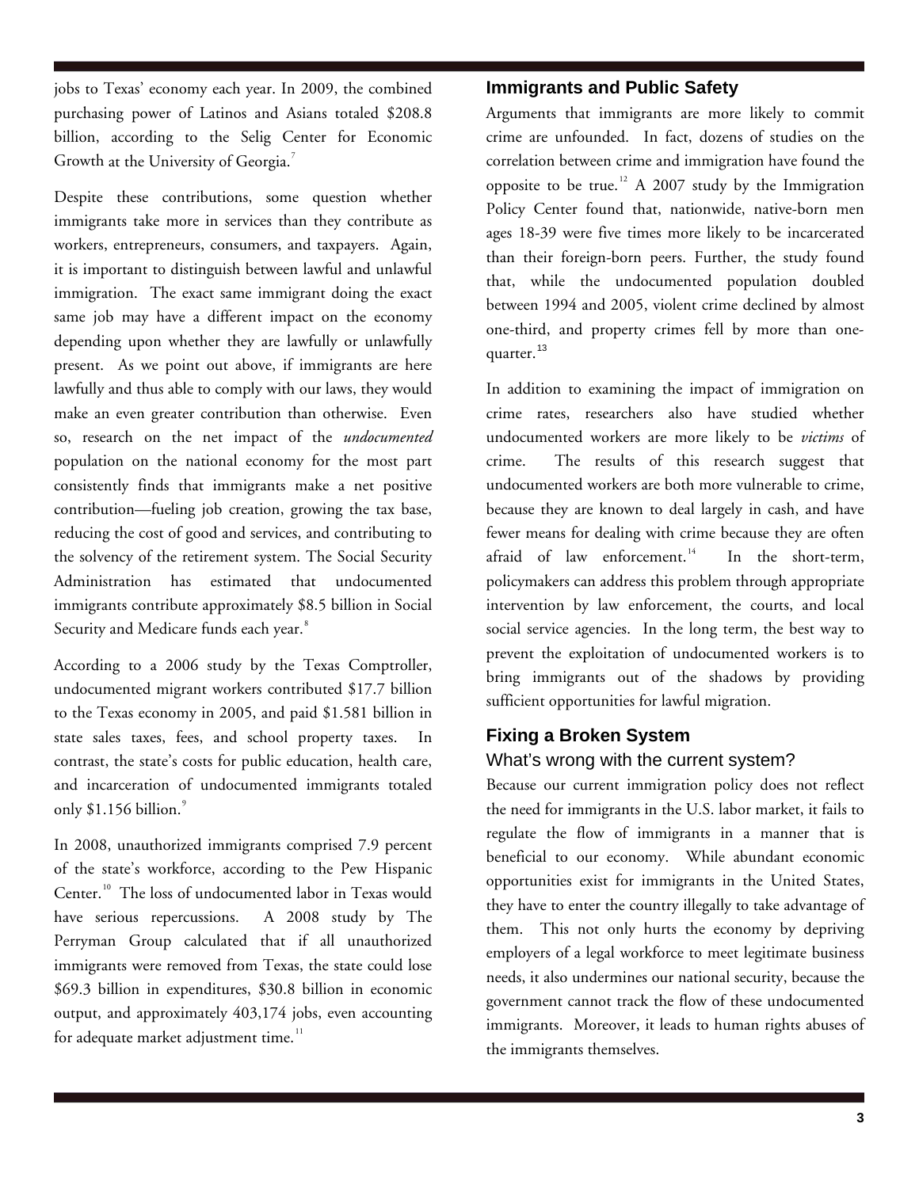jobs to Texas' economy each year. In 2009, the combined purchasing power of Latinos and Asians totaled $208.8 billion, according to the Selig Center for Economic Growth at the University of Georgia.[7]

Despite these contributions, some question whether immigrants take more in services than they contribute as workers, entrepreneurs, consumers, and taxpayers. Again, it is important to distinguish between lawful and unlawful immigration. The exact same immigrant doing the exact same job may have a different impact on the economy depending upon whether they are lawfully or unlawfully present. As we point out above, if immigrants are here lawfully and thus able to comply with our laws, they would make an even greater contribution than otherwise. Even so, research on the net impact of the *undocumented* population on the national economy for the most part consistently finds that immigrants make a net positive contribution—fueling job creation, growing the tax base, reducing the cost of good and services, and contributing to the solvency of the retirement system. The Social Security Administration has estimated that undocumented immigrants contribute approximately $8.5 billion in Social Security and Medicare funds each year.[8]

According to a 2006 study by the Texas Comptroller, undocumented migrant workers contributed $17.7 billion to the Texas economy in 2005, and paid $1.581 billion in state sales taxes, fees, and school property taxes. In contrast, the state's costs for public education, health care, and incarceration of undocumented immigrants totaled only $1.156 billion.[9]

In 2008, unauthorized immigrants comprised 7.9 percent of the state's workforce, according to the Pew Hispanic Center.[10] The loss of undocumented labor in Texas would have serious repercussions. A 2008 study by The Perryman Group calculated that if all unauthorized immigrants were removed from Texas, the state could lose $69.3 billion in expenditures, $30.8 billion in economic output, and approximately 403,174 jobs, even accounting for adequate market adjustment time.[11]

## Immigrants and Public Safety

Arguments that immigrants are more likely to commit crime are unfounded. In fact, dozens of studies on the correlation between crime and immigration have found the opposite to be true.[12] A 2007 study by the Immigration Policy Center found that, nationwide, native-born men ages 18-39 were five times more likely to be incarcerated than their foreign-born peers. Further, the study found that, while the undocumented population doubled between 1994 and 2005, violent crime declined by almost one-third, and property crimes fell by more than one-quarter.[13]

In addition to examining the impact of immigration on crime rates, researchers also have studied whether undocumented workers are more likely to be *victims* of crime. The results of this research suggest that undocumented workers are both more vulnerable to crime, because they are known to deal largely in cash, and have fewer means for dealing with crime because they are often afraid of law enforcement.[14] In the short-term, policymakers can address this problem through appropriate intervention by law enforcement, the courts, and local social service agencies. In the long term, the best way to prevent the exploitation of undocumented workers is to bring immigrants out of the shadows by providing sufficient opportunities for lawful migration.

## Fixing a Broken System

### What's wrong with the current system?

Because our current immigration policy does not reflect the need for immigrants in the U.S. labor market, it fails to regulate the flow of immigrants in a manner that is beneficial to our economy. While abundant economic opportunities exist for immigrants in the United States, they have to enter the country illegally to take advantage of them. This not only hurts the economy by depriving employers of a legal workforce to meet legitimate business needs, it also undermines our national security, because the government cannot track the flow of these undocumented immigrants. Moreover, it leads to human rights abuses of the immigrants themselves.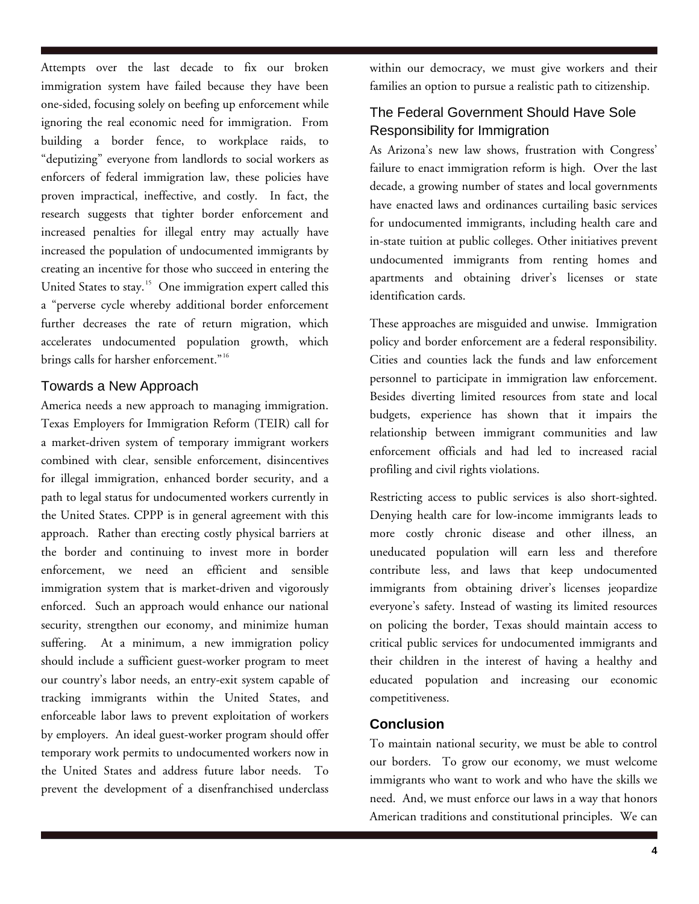Attempts over the last decade to fix our broken immigration system have failed because they have been one-sided, focusing solely on beefing up enforcement while ignoring the real economic need for immigration. From building a border fence, to workplace raids, to "deputizing" everyone from landlords to social workers as enforcers of federal immigration law, these policies have proven impractical, ineffective, and costly. In fact, the research suggests that tighter border enforcement and increased penalties for illegal entry may actually have increased the population of undocumented immigrants by creating an incentive for those who succeed in entering the United States to stay.[15] One immigration expert called this a "perverse cycle whereby additional border enforcement further decreases the rate of return migration, which accelerates undocumented population growth, which brings calls for harsher enforcement."[16]

## Towards a New Approach

America needs a new approach to managing immigration. Texas Employers for Immigration Reform (TEIR) call for a market-driven system of temporary immigrant workers combined with clear, sensible enforcement, disincentives for illegal immigration, enhanced border security, and a path to legal status for undocumented workers currently in the United States. CPPP is in general agreement with this approach. Rather than erecting costly physical barriers at the border and continuing to invest more in border enforcement, we need an efficient and sensible immigration system that is market-driven and vigorously enforced. Such an approach would enhance our national security, strengthen our economy, and minimize human suffering. At a minimum, a new immigration policy should include a sufficient guest-worker program to meet our country's labor needs, an entry-exit system capable of tracking immigrants within the United States, and enforceable labor laws to prevent exploitation of workers by employers. An ideal guest-worker program should offer temporary work permits to undocumented workers now in the United States and address future labor needs. To prevent the development of a disenfranchised underclass within our democracy, we must give workers and their families an option to pursue a realistic path to citizenship.

## The Federal Government Should Have Sole Responsibility for Immigration

As Arizona's new law shows, frustration with Congress' failure to enact immigration reform is high. Over the last decade, a growing number of states and local governments have enacted laws and ordinances curtailing basic services for undocumented immigrants, including health care and in-state tuition at public colleges. Other initiatives prevent undocumented immigrants from renting homes and apartments and obtaining driver's licenses or state identification cards.

These approaches are misguided and unwise. Immigration policy and border enforcement are a federal responsibility. Cities and counties lack the funds and law enforcement personnel to participate in immigration law enforcement. Besides diverting limited resources from state and local budgets, experience has shown that it impairs the relationship between immigrant communities and law enforcement officials and had led to increased racial profiling and civil rights violations.

Restricting access to public services is also short-sighted. Denying health care for low-income immigrants leads to more costly chronic disease and other illness, an uneducated population will earn less and therefore contribute less, and laws that keep undocumented immigrants from obtaining driver's licenses jeopardize everyone's safety. Instead of wasting its limited resources on policing the border, Texas should maintain access to critical public services for undocumented immigrants and their children in the interest of having a healthy and educated population and increasing our economic competitiveness.

## Conclusion

To maintain national security, we must be able to control our borders. To grow our economy, we must welcome immigrants who want to work and who have the skills we need. And, we must enforce our laws in a way that honors American traditions and constitutional principles. We can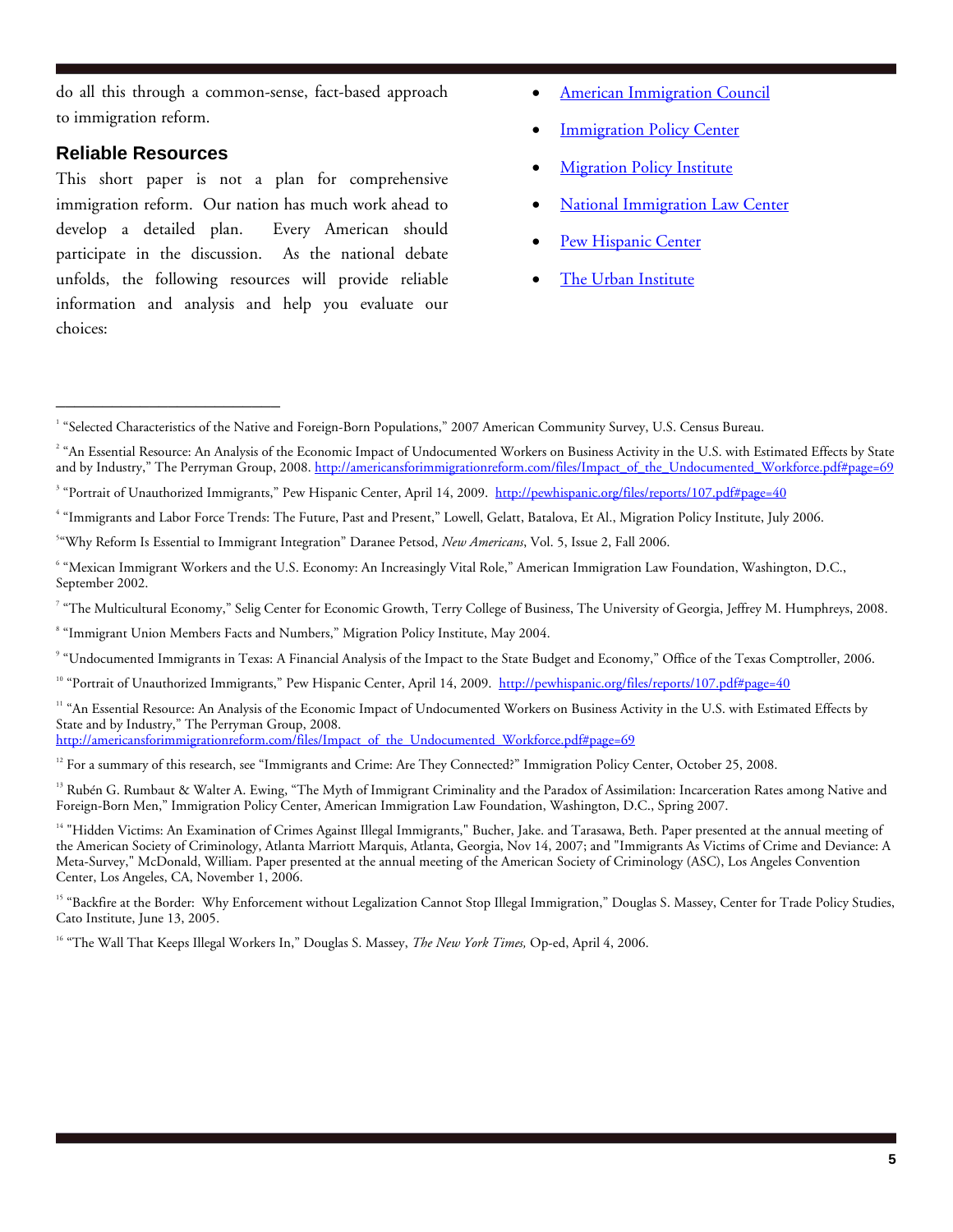do all this through a common-sense, fact-based approach to immigration reform.

### Reliable Resources

This short paper is not a plan for comprehensive immigration reform. Our nation has much work ahead to develop a detailed plan. Every American should participate in the discussion. As the national debate unfolds, the following resources will provide reliable information and analysis and help you evaluate our choices:

- American Immigration Council
- Immigration Policy Center
- Migration Policy Institute
- National Immigration Law Center
- Pew Hispanic Center
- The Urban Institute

---

[1] "Selected Characteristics of the Native and Foreign-Born Populations," 2007 American Community Survey, U.S. Census Bureau.

[2] "An Essential Resource: An Analysis of the Economic Impact of Undocumented Workers on Business Activity in the U.S. with Estimated Effects by State and by Industry," The Perryman Group, 2008. http://americansforimmigrationreform.com/files/Impact_of_the_Undocumented_Workforce.pdf#page=69

[3] "Portrait of Unauthorized Immigrants," Pew Hispanic Center, April 14, 2009. http://pewhispanic.org/files/reports/107.pdf#page=40

[4] "Immigrants and Labor Force Trends: The Future, Past and Present," Lowell, Gelatt, Batalova, Et Al., Migration Policy Institute, July 2006.

[5] "Why Reform Is Essential to Immigrant Integration" Daranee Petsod, *New Americans*, Vol. 5, Issue 2, Fall 2006.

[6] "Mexican Immigrant Workers and the U.S. Economy: An Increasingly Vital Role," American Immigration Law Foundation, Washington, D.C., September 2002.

[7] "The Multicultural Economy," Selig Center for Economic Growth, Terry College of Business, The University of Georgia, Jeffrey M. Humphreys, 2008.

[8] "Immigrant Union Members Facts and Numbers," Migration Policy Institute, May 2004.

[9] "Undocumented Immigrants in Texas: A Financial Analysis of the Impact to the State Budget and Economy," Office of the Texas Comptroller, 2006.

[10] "Portrait of Unauthorized Immigrants," Pew Hispanic Center, April 14, 2009. http://pewhispanic.org/files/reports/107.pdf#page=40

[11] "An Essential Resource: An Analysis of the Economic Impact of Undocumented Workers on Business Activity in the U.S. with Estimated Effects by State and by Industry," The Perryman Group, 2008. http://americansforimmigrationreform.com/files/Impact_of_the_Undocumented_Workforce.pdf#page=69

[12] For a summary of this research, see "Immigrants and Crime: Are They Connected?" Immigration Policy Center, October 25, 2008.

[13] Rubén G. Rumbaut & Walter A. Ewing, "The Myth of Immigrant Criminality and the Paradox of Assimilation: Incarceration Rates among Native and Foreign-Born Men," Immigration Policy Center, American Immigration Law Foundation, Washington, D.C., Spring 2007.

[14] "Hidden Victims: An Examination of Crimes Against Illegal Immigrants," Bucher, Jake. and Tarasawa, Beth. Paper presented at the annual meeting of the American Society of Criminology, Atlanta Marriott Marquis, Atlanta, Georgia, Nov 14, 2007; and "Immigrants As Victims of Crime and Deviance: A Meta-Survey," McDonald, William. Paper presented at the annual meeting of the American Society of Criminology (ASC), Los Angeles Convention Center, Los Angeles, CA, November 1, 2006.

[15] "Backfire at the Border: Why Enforcement without Legalization Cannot Stop Illegal Immigration," Douglas S. Massey, Center for Trade Policy Studies, Cato Institute, June 13, 2005.

[16] "The Wall That Keeps Illegal Workers In," Douglas S. Massey, *The New York Times,* Op-ed, April 4, 2006.